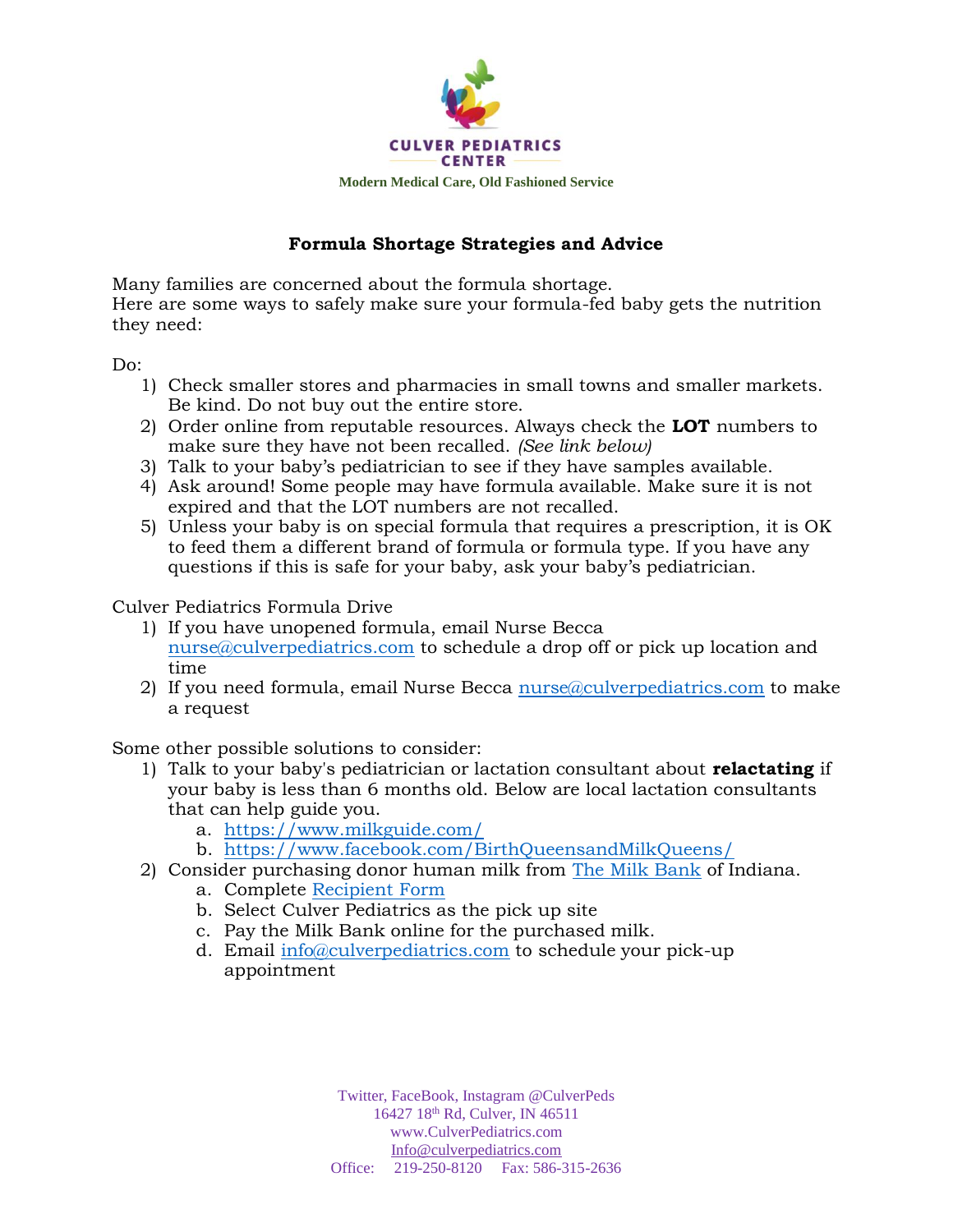**CULVER PEDIATRICS CENTER**

**Modern Medical Care, Old Fashioned Service**

# Formula Shortage Strategies and Advice

Many families are concerned about the formula shortage.
Here are some ways to safely make sure your formula-fed baby gets the nutrition they need:

Do:

1) Check smaller stores and pharmacies in small towns and smaller markets. Be kind. Do not buy out the entire store.
2) Order online from reputable resources. Always check the **LOT** numbers to make sure they have not been recalled. *(See link below)*
3) Talk to your baby's pediatrician to see if they have samples available.
4) Ask around! Some people may have formula available. Make sure it is not expired and that the LOT numbers are not recalled.
5) Unless your baby is on special formula that requires a prescription, it is OK to feed them a different brand of formula or formula type. If you have any questions if this is safe for your baby, ask your baby's pediatrician.

Culver Pediatrics Formula Drive

1) If you have unopened formula, email Nurse Becca nurse@culverpediatrics.com to schedule a drop off or pick up location and time
2) If you need formula, email Nurse Becca nurse@culverpediatrics.com to make a request

Some other possible solutions to consider:

1) Talk to your baby's pediatrician or lactation consultant about **relactating** if your baby is less than 6 months old. Below are local lactation consultants that can help guide you.
   a. https://www.milkguide.com/
   b. https://www.facebook.com/BirthQueensandMilkQueens/
2) Consider purchasing donor human milk from The Milk Bank of Indiana.
   a. Complete Recipient Form
   b. Select Culver Pediatrics as the pick up site
   c. Pay the Milk Bank online for the purchased milk.
   d. Email info@culverpediatrics.com to schedule your pick-up appointment

Twitter, FaceBook, Instagram @CulverPeds
16427 18th Rd, Culver, IN 46511
www.CulverPediatrics.com
Info@culverpediatrics.com
Office: 219-250-8120 Fax: 586-315-2636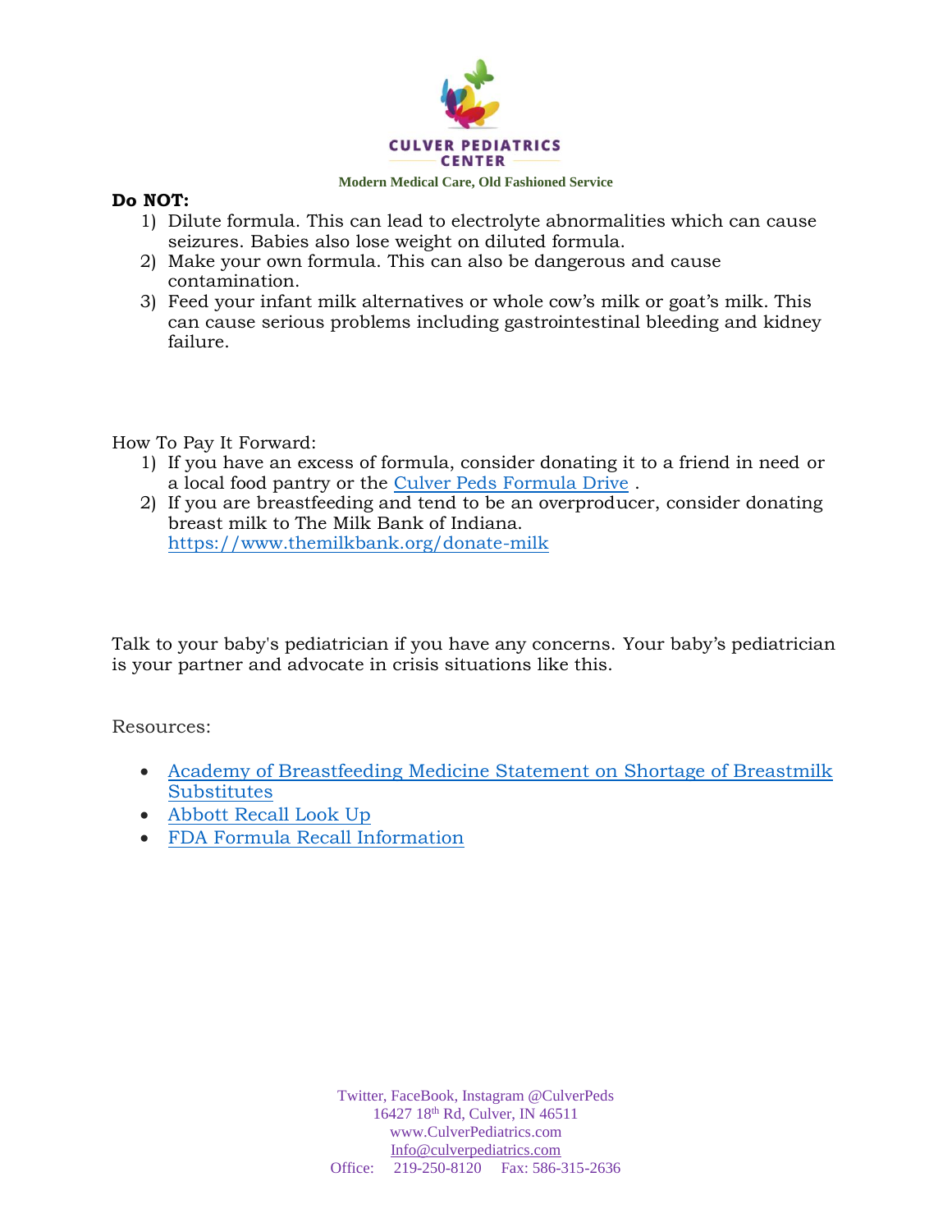**Do NOT:**

1) Dilute formula. This can lead to electrolyte abnormalities which can cause seizures. Babies also lose weight on diluted formula.
2) Make your own formula. This can also be dangerous and cause contamination.
3) Feed your infant milk alternatives or whole cow's milk or goat's milk. This can cause serious problems including gastrointestinal bleeding and kidney failure.

How To Pay It Forward:

1) If you have an excess of formula, consider donating it to a friend in need or a local food pantry or the Culver Peds Formula Drive .
2) If you are breastfeeding and tend to be an overproducer, consider donating breast milk to The Milk Bank of Indiana. https://www.themilkbank.org/donate-milk

Talk to your baby's pediatrician if you have any concerns. Your baby's pediatrician is your partner and advocate in crisis situations like this.

Resources:

- Academy of Breastfeeding Medicine Statement on Shortage of Breastmilk Substitutes
- Abbott Recall Look Up
- FDA Formula Recall Information